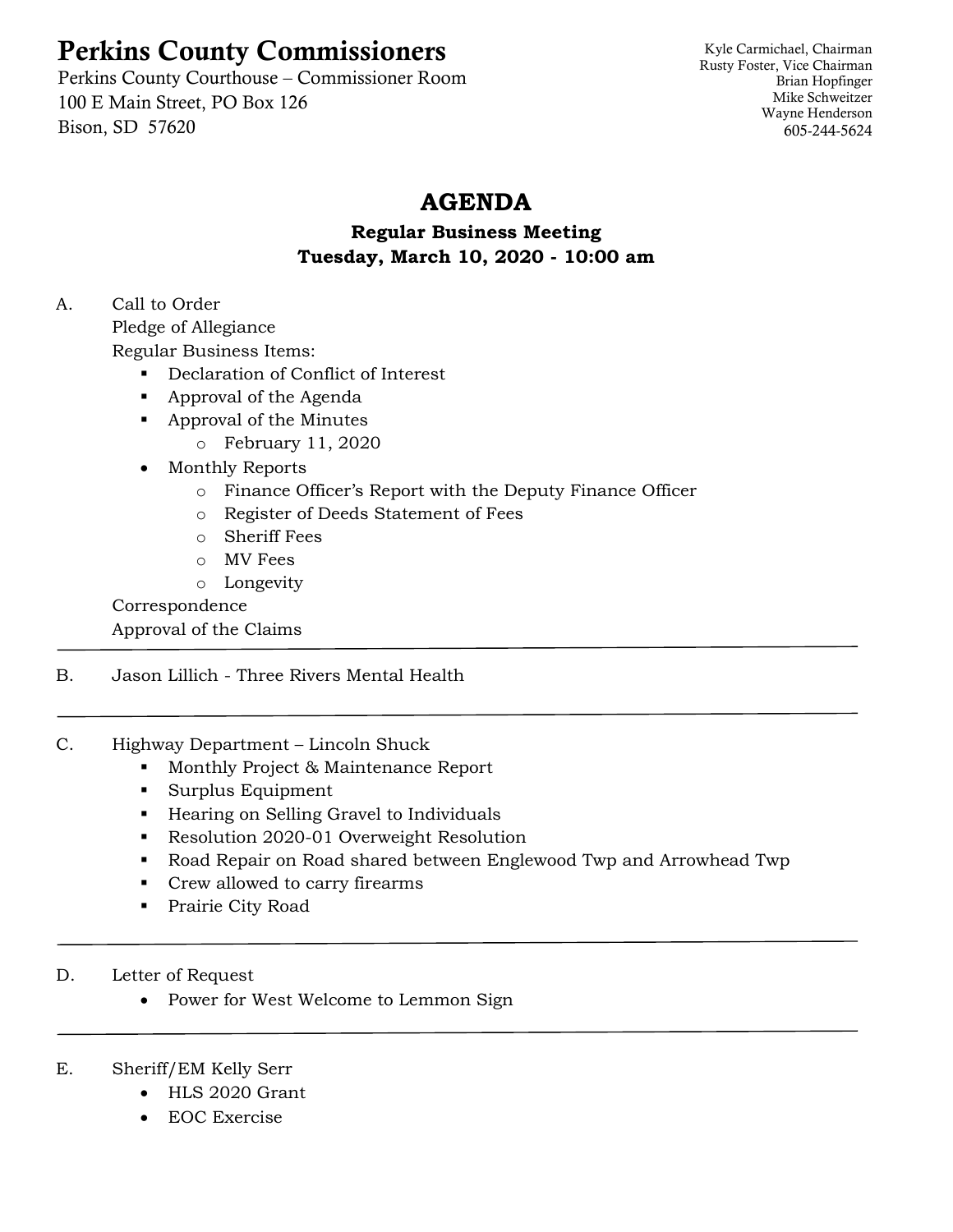# Perkins County Commissioners

Perkins County Courthouse – Commissioner Room
100 E Main Street, PO Box 126
Bison, SD 57620

Kyle Carmichael, Chairman
Rusty Foster, Vice Chairman
Brian Hopfinger
Mike Schweitzer
Wayne Henderson
605-244-5624

## AGENDA

### Regular Business Meeting
### Tuesday, March 10, 2020 - 10:00 am

A. Call to Order
   Pledge of Allegiance
   Regular Business Items:
   - Declaration of Conflict of Interest
   - Approval of the Agenda
   - Approval of the Minutes
     - February 11, 2020
   - Monthly Reports
     - Finance Officer's Report with the Deputy Finance Officer
     - Register of Deeds Statement of Fees
     - Sheriff Fees
     - MV Fees
     - Longevity

   Correspondence
   Approval of the Claims

---

B. Jason Lillich - Three Rivers Mental Health

---

C. Highway Department – Lincoln Shuck
   - Monthly Project & Maintenance Report
   - Surplus Equipment
   - Hearing on Selling Gravel to Individuals
   - Resolution 2020-01 Overweight Resolution
   - Road Repair on Road shared between Englewood Twp and Arrowhead Twp
   - Crew allowed to carry firearms
   - Prairie City Road

---

D. Letter of Request
   - Power for West Welcome to Lemmon Sign

---

E. Sheriff/EM Kelly Serr
   - HLS 2020 Grant
   - EOC Exercise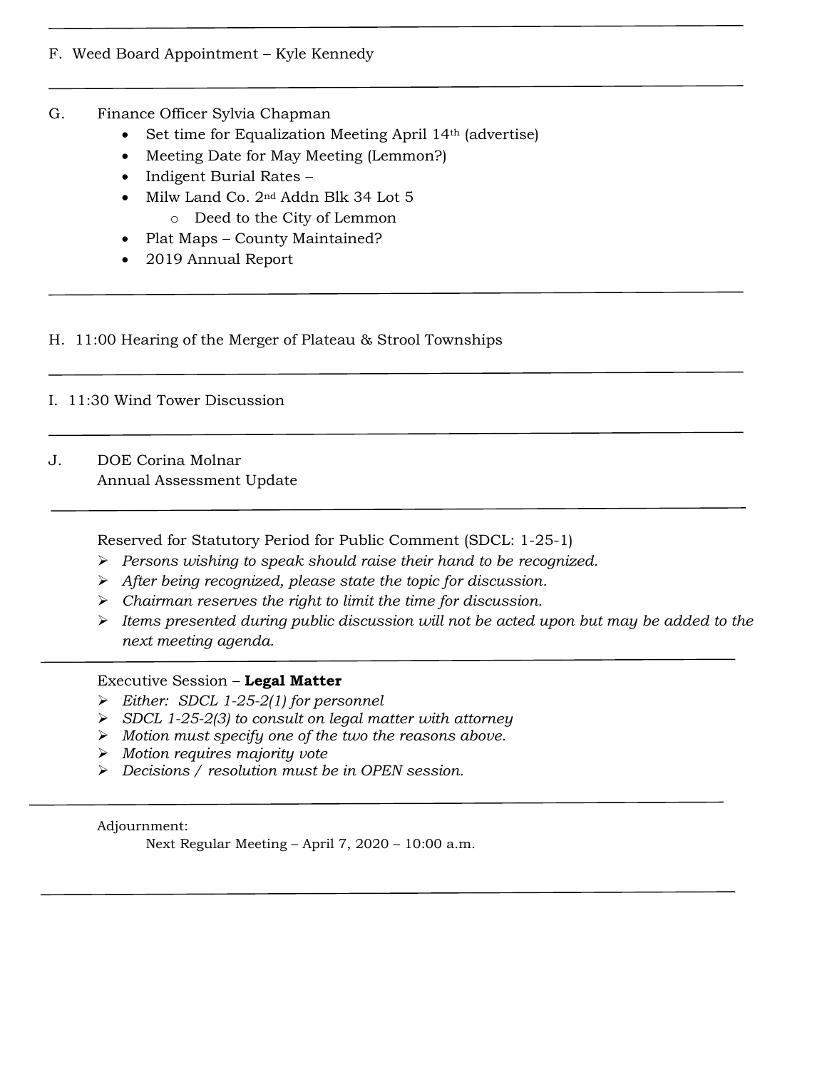---

F. Weed Board Appointment – Kyle Kennedy

---

G. Finance Officer Sylvia Chapman

- Set time for Equalization Meeting April 14th (advertise)
- Meeting Date for May Meeting (Lemmon?)
- Indigent Burial Rates –
- Milw Land Co. 2nd Addn Blk 34 Lot 5
  - Deed to the City of Lemmon
- Plat Maps – County Maintained?
- 2019 Annual Report

---

H. 11:00 Hearing of the Merger of Plateau & Strool Townships

---

I. 11:30 Wind Tower Discussion

---

J. DOE Corina Molnar
Annual Assessment Update

---

Reserved for Statutory Period for Public Comment (SDCL: 1-25-1)

- *Persons wishing to speak should raise their hand to be recognized.*
- *After being recognized, please state the topic for discussion.*
- *Chairman reserves the right to limit the time for discussion.*
- *Items presented during public discussion will not be acted upon but may be added to the next meeting agenda.*

---

Executive Session – **Legal Matter**

- *Either: SDCL 1-25-2(1) for personnel*
- *SDCL 1-25-2(3) to consult on legal matter with attorney*
- *Motion must specify one of the two the reasons above.*
- *Motion requires majority vote*
- *Decisions / resolution must be in OPEN session.*

---

Adjournment:

Next Regular Meeting – April 7, 2020 – 10:00 a.m.

---